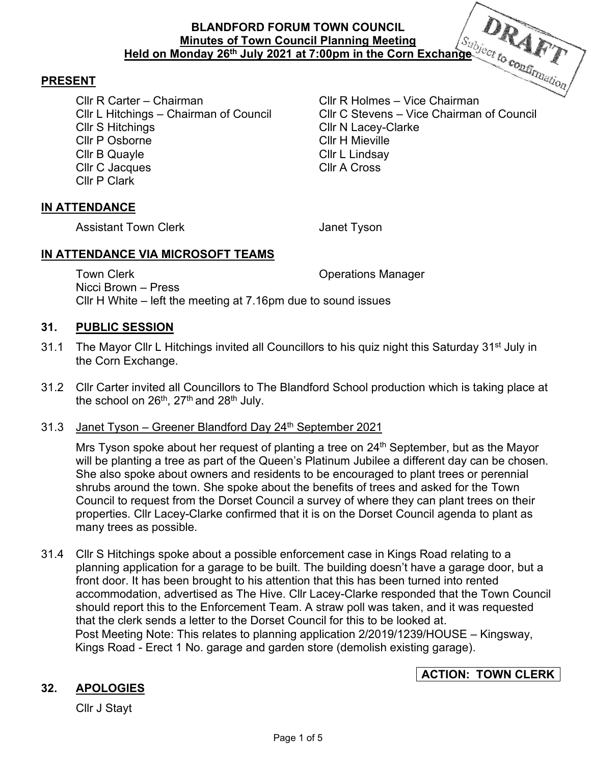**BLANDFORD FORUM TOWN COUNCIL**
**Minutes of Town Council Planning Meeting**
**Held on Monday 26th July 2021 at 7:00pm in the Corn Exchange**

DRAFT Subject to confirmation

## PRESENT

Cllr R Carter – Chairman
Cllr R Holmes – Vice Chairman
Cllr L Hitchings – Chairman of Council
Cllr C Stevens – Vice Chairman of Council
Cllr S Hitchings
Cllr N Lacey-Clarke
Cllr P Osborne
Cllr H Mieville
Cllr B Quayle
Cllr L Lindsay
Cllr C Jacques
Cllr A Cross
Cllr P Clark

## IN ATTENDANCE

Assistant Town Clerk
Janet Tyson

## IN ATTENDANCE VIA MICROSOFT TEAMS

Town Clerk
Operations Manager
Nicci Brown – Press
Cllr H White – left the meeting at 7.16pm due to sound issues

## 31. PUBLIC SESSION

31.1 The Mayor Cllr L Hitchings invited all Councillors to his quiz night this Saturday 31st July in the Corn Exchange.

31.2 Cllr Carter invited all Councillors to The Blandford School production which is taking place at the school on 26th, 27th and 28th July.

31.3 Janet Tyson – Greener Blandford Day 24th September 2021

Mrs Tyson spoke about her request of planting a tree on 24th September, but as the Mayor will be planting a tree as part of the Queen's Platinum Jubilee a different day can be chosen. She also spoke about owners and residents to be encouraged to plant trees or perennial shrubs around the town. She spoke about the benefits of trees and asked for the Town Council to request from the Dorset Council a survey of where they can plant trees on their properties. Cllr Lacey-Clarke confirmed that it is on the Dorset Council agenda to plant as many trees as possible.

31.4 Cllr S Hitchings spoke about a possible enforcement case in Kings Road relating to a planning application for a garage to be built. The building doesn't have a garage door, but a front door. It has been brought to his attention that this has been turned into rented accommodation, advertised as The Hive. Cllr Lacey-Clarke responded that the Town Council should report this to the Enforcement Team. A straw poll was taken, and it was requested that the clerk sends a letter to the Dorset Council for this to be looked at.
Post Meeting Note: This relates to planning application 2/2019/1239/HOUSE – Kingsway, Kings Road - Erect 1 No. garage and garden store (demolish existing garage).

**ACTION: TOWN CLERK**

## 32. APOLOGIES

Cllr J Stayt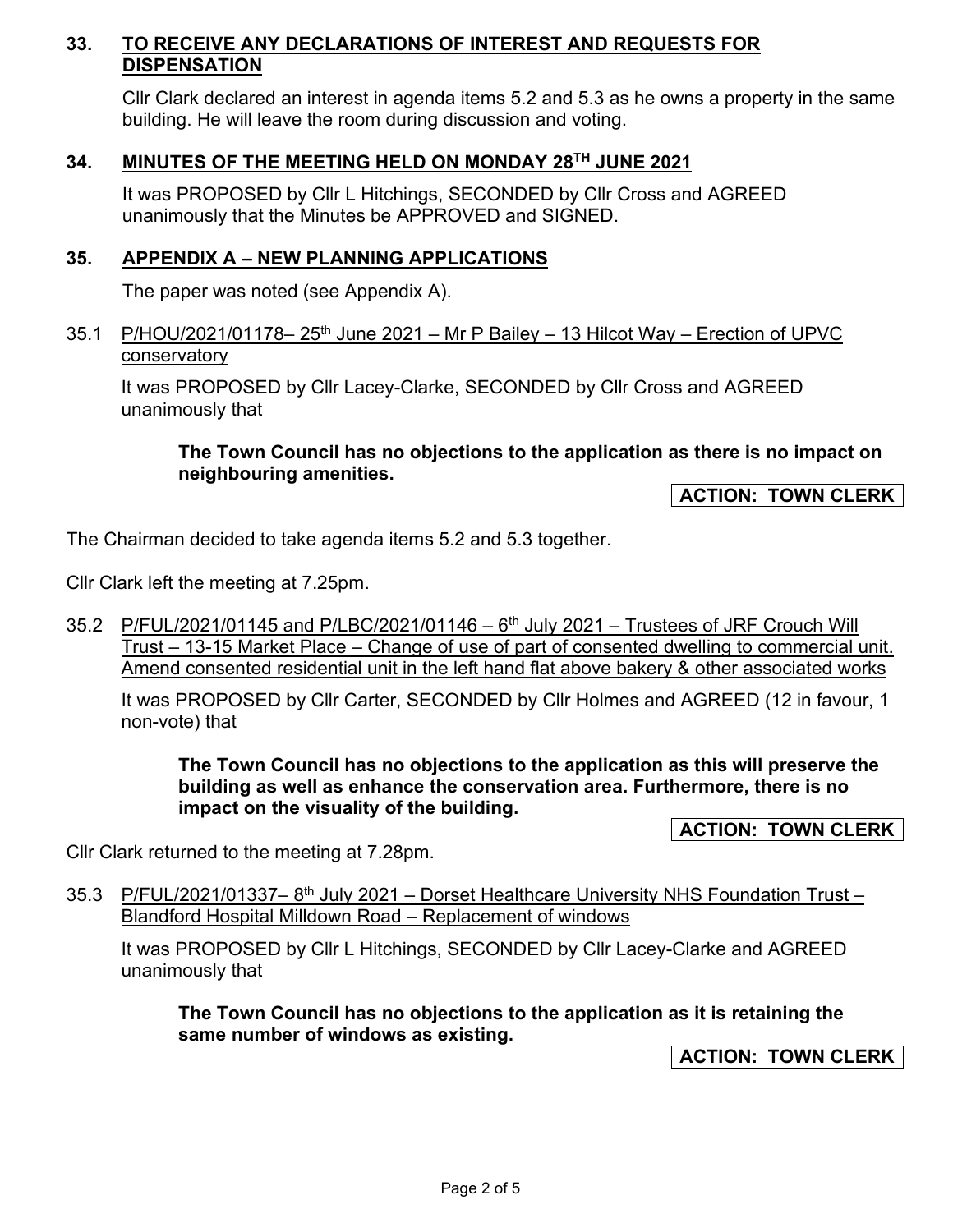## 33. TO RECEIVE ANY DECLARATIONS OF INTEREST AND REQUESTS FOR DISPENSATION

Cllr Clark declared an interest in agenda items 5.2 and 5.3 as he owns a property in the same building. He will leave the room during discussion and voting.

## 34. MINUTES OF THE MEETING HELD ON MONDAY 28TH JUNE 2021

It was PROPOSED by Cllr L Hitchings, SECONDED by Cllr Cross and AGREED unanimously that the Minutes be APPROVED and SIGNED.

## 35. APPENDIX A – NEW PLANNING APPLICATIONS

The paper was noted (see Appendix A).

35.1 P/HOU/2021/01178– 25th June 2021 – Mr P Bailey – 13 Hilcot Way – Erection of UPVC conservatory

It was PROPOSED by Cllr Lacey-Clarke, SECONDED by Cllr Cross and AGREED unanimously that

> **The Town Council has no objections to the application as there is no impact on neighbouring amenities.**

**ACTION: TOWN CLERK**

The Chairman decided to take agenda items 5.2 and 5.3 together.

Cllr Clark left the meeting at 7.25pm.

35.2 P/FUL/2021/01145 and P/LBC/2021/01146 – 6th July 2021 – Trustees of JRF Crouch Will Trust – 13-15 Market Place – Change of use of part of consented dwelling to commercial unit. Amend consented residential unit in the left hand flat above bakery & other associated works

It was PROPOSED by Cllr Carter, SECONDED by Cllr Holmes and AGREED (12 in favour, 1 non-vote) that

> **The Town Council has no objections to the application as this will preserve the building as well as enhance the conservation area. Furthermore, there is no impact on the visuality of the building.**

**ACTION: TOWN CLERK**

Cllr Clark returned to the meeting at 7.28pm.

35.3 P/FUL/2021/01337– 8th July 2021 – Dorset Healthcare University NHS Foundation Trust – Blandford Hospital Milldown Road – Replacement of windows

It was PROPOSED by Cllr L Hitchings, SECONDED by Cllr Lacey-Clarke and AGREED unanimously that

> **The Town Council has no objections to the application as it is retaining the same number of windows as existing.**

**ACTION: TOWN CLERK**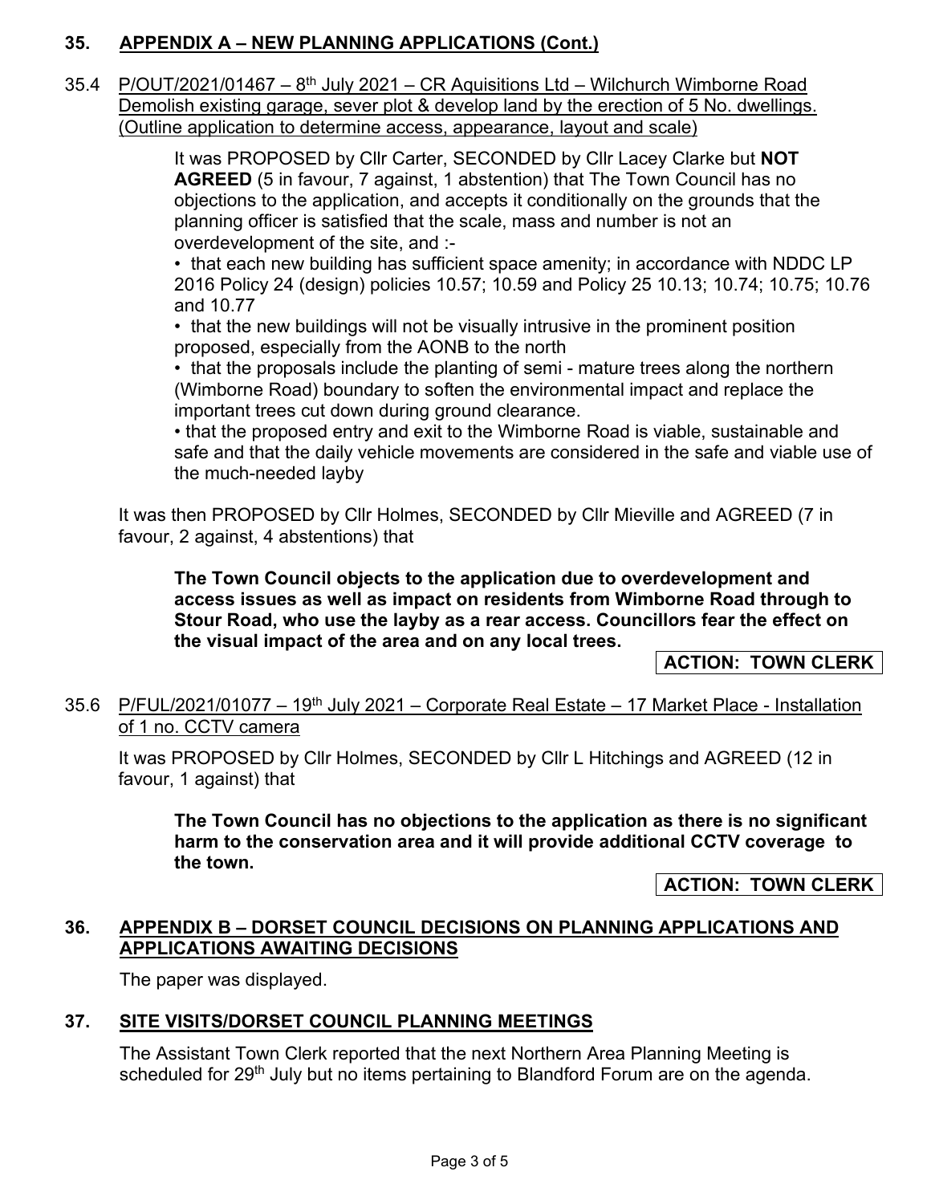## 35. APPENDIX A – NEW PLANNING APPLICATIONS (Cont.)

35.4 P/OUT/2021/01467 – 8th July 2021 – CR Aquisitions Ltd – Wilchurch Wimborne Road Demolish existing garage, sever plot & develop land by the erection of 5 No. dwellings. (Outline application to determine access, appearance, layout and scale)

> It was PROPOSED by Cllr Carter, SECONDED by Cllr Lacey Clarke but **NOT AGREED** (5 in favour, 7 against, 1 abstention) that The Town Council has no objections to the application, and accepts it conditionally on the grounds that the planning officer is satisfied that the scale, mass and number is not an overdevelopment of the site, and :-
>
> - that each new building has sufficient space amenity; in accordance with NDDC LP 2016 Policy 24 (design) policies 10.57; 10.59 and Policy 25 10.13; 10.74; 10.75; 10.76 and 10.77
> - that the new buildings will not be visually intrusive in the prominent position proposed, especially from the AONB to the north
> - that the proposals include the planting of semi - mature trees along the northern (Wimborne Road) boundary to soften the environmental impact and replace the important trees cut down during ground clearance.
> - that the proposed entry and exit to the Wimborne Road is viable, sustainable and safe and that the daily vehicle movements are considered in the safe and viable use of the much-needed layby

It was then PROPOSED by Cllr Holmes, SECONDED by Cllr Mieville and AGREED (7 in favour, 2 against, 4 abstentions) that

> **The Town Council objects to the application due to overdevelopment and access issues as well as impact on residents from Wimborne Road through to Stour Road, who use the layby as a rear access. Councillors fear the effect on the visual impact of the area and on any local trees.**

**ACTION: TOWN CLERK**

35.6 P/FUL/2021/01077 – 19th July 2021 – Corporate Real Estate – 17 Market Place - Installation of 1 no. CCTV camera

It was PROPOSED by Cllr Holmes, SECONDED by Cllr L Hitchings and AGREED (12 in favour, 1 against) that

> **The Town Council has no objections to the application as there is no significant harm to the conservation area and it will provide additional CCTV coverage to the town.**

**ACTION: TOWN CLERK**

## 36. APPENDIX B – DORSET COUNCIL DECISIONS ON PLANNING APPLICATIONS AND APPLICATIONS AWAITING DECISIONS

The paper was displayed.

## 37. SITE VISITS/DORSET COUNCIL PLANNING MEETINGS

The Assistant Town Clerk reported that the next Northern Area Planning Meeting is scheduled for 29th July but no items pertaining to Blandford Forum are on the agenda.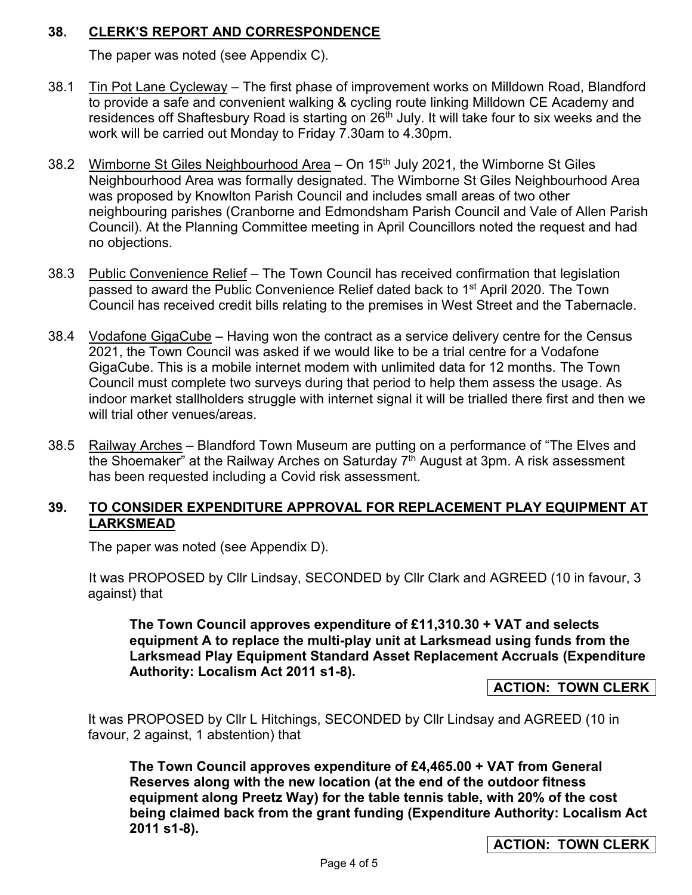## 38. CLERK'S REPORT AND CORRESPONDENCE

The paper was noted (see Appendix C).

38.1 Tin Pot Lane Cycleway – The first phase of improvement works on Milldown Road, Blandford to provide a safe and convenient walking & cycling route linking Milldown CE Academy and residences off Shaftesbury Road is starting on 26th July. It will take four to six weeks and the work will be carried out Monday to Friday 7.30am to 4.30pm.

38.2 Wimborne St Giles Neighbourhood Area – On 15th July 2021, the Wimborne St Giles Neighbourhood Area was formally designated. The Wimborne St Giles Neighbourhood Area was proposed by Knowlton Parish Council and includes small areas of two other neighbouring parishes (Cranborne and Edmondsham Parish Council and Vale of Allen Parish Council). At the Planning Committee meeting in April Councillors noted the request and had no objections.

38.3 Public Convenience Relief – The Town Council has received confirmation that legislation passed to award the Public Convenience Relief dated back to 1st April 2020. The Town Council has received credit bills relating to the premises in West Street and the Tabernacle.

38.4 Vodafone GigaCube – Having won the contract as a service delivery centre for the Census 2021, the Town Council was asked if we would like to be a trial centre for a Vodafone GigaCube. This is a mobile internet modem with unlimited data for 12 months. The Town Council must complete two surveys during that period to help them assess the usage. As indoor market stallholders struggle with internet signal it will be trialled there first and then we will trial other venues/areas.

38.5 Railway Arches – Blandford Town Museum are putting on a performance of "The Elves and the Shoemaker" at the Railway Arches on Saturday 7th August at 3pm. A risk assessment has been requested including a Covid risk assessment.

## 39. TO CONSIDER EXPENDITURE APPROVAL FOR REPLACEMENT PLAY EQUIPMENT AT LARKSMEAD

The paper was noted (see Appendix D).

It was PROPOSED by Cllr Lindsay, SECONDED by Cllr Clark and AGREED (10 in favour, 3 against) that

**The Town Council approves expenditure of £11,310.30 + VAT and selects equipment A to replace the multi-play unit at Larksmead using funds from the Larksmead Play Equipment Standard Asset Replacement Accruals (Expenditure Authority: Localism Act 2011 s1-8).**

**ACTION: TOWN CLERK**

It was PROPOSED by Cllr L Hitchings, SECONDED by Cllr Lindsay and AGREED (10 in favour, 2 against, 1 abstention) that

**The Town Council approves expenditure of £4,465.00 + VAT from General Reserves along with the new location (at the end of the outdoor fitness equipment along Preetz Way) for the table tennis table, with 20% of the cost being claimed back from the grant funding (Expenditure Authority: Localism Act 2011 s1-8).**

**ACTION: TOWN CLERK**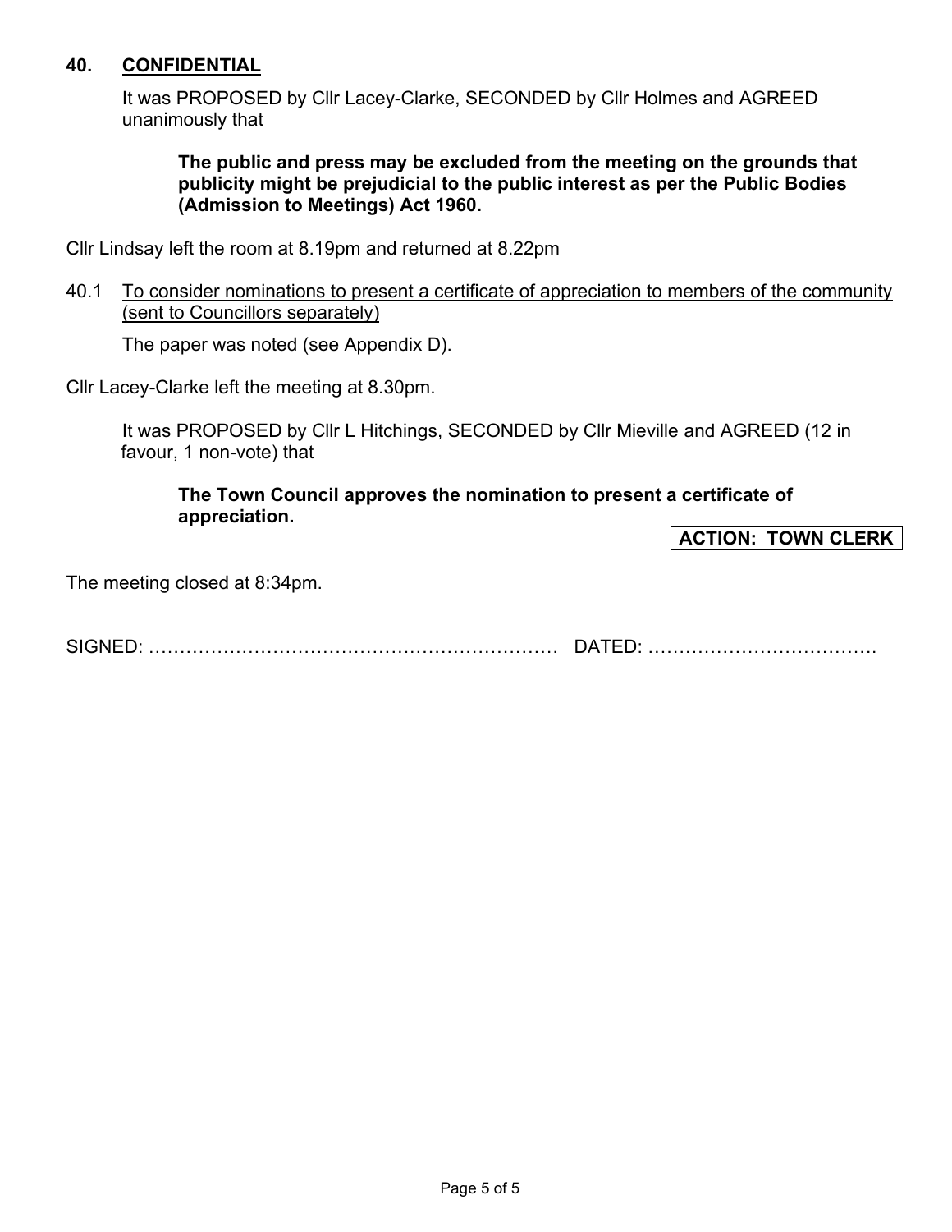## 40. CONFIDENTIAL

It was PROPOSED by Cllr Lacey-Clarke, SECONDED by Cllr Holmes and AGREED unanimously that

> **The public and press may be excluded from the meeting on the grounds that publicity might be prejudicial to the public interest as per the Public Bodies (Admission to Meetings) Act 1960.**

Cllr Lindsay left the room at 8.19pm and returned at 8.22pm

40.1 To consider nominations to present a certificate of appreciation to members of the community (sent to Councillors separately)

The paper was noted (see Appendix D).

Cllr Lacey-Clarke left the meeting at 8.30pm.

It was PROPOSED by Cllr L Hitchings, SECONDED by Cllr Mieville and AGREED (12 in favour, 1 non-vote) that

> **The Town Council approves the nomination to present a certificate of appreciation.**

**ACTION: TOWN CLERK**

The meeting closed at 8:34pm.

SIGNED: ………………………………………………………… DATED: ……………………………….